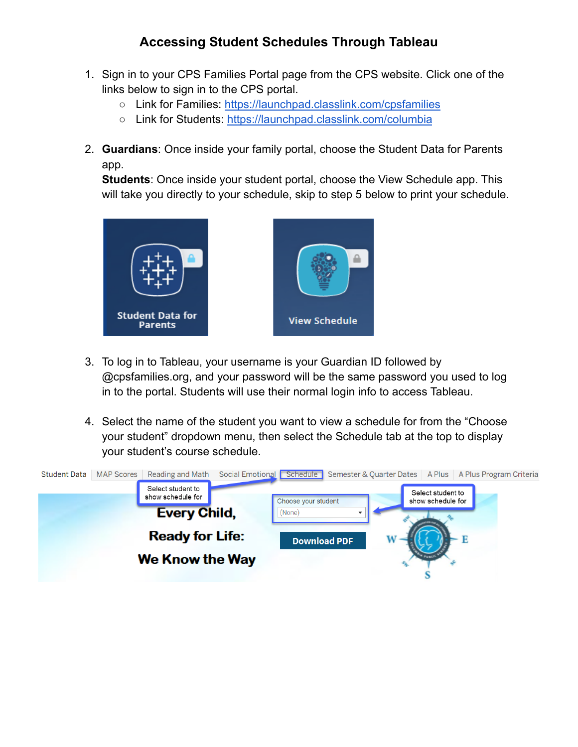# Accessing Student Schedules Through Tableau

1. Sign in to your CPS Families Portal page from the CPS website. Click one of the links below to sign in to the CPS portal.
   - Link for Families: https://launchpad.classlink.com/cpsfamilies
   - Link for Students: https://launchpad.classlink.com/columbia

2. **Guardians**: Once inside your family portal, choose the Student Data for Parents app.
   **Students**: Once inside your student portal, choose the View Schedule app. This will take you directly to your schedule, skip to step 5 below to print your schedule.

3. To log in to Tableau, your username is your Guardian ID followed by @cpsfamilies.org, and your password will be the same password you used to log in to the portal. Students will use their normal login info to access Tableau.

4. Select the name of the student you want to view a schedule for from the "Choose your student" dropdown menu, then select the Schedule tab at the top to display your student's course schedule.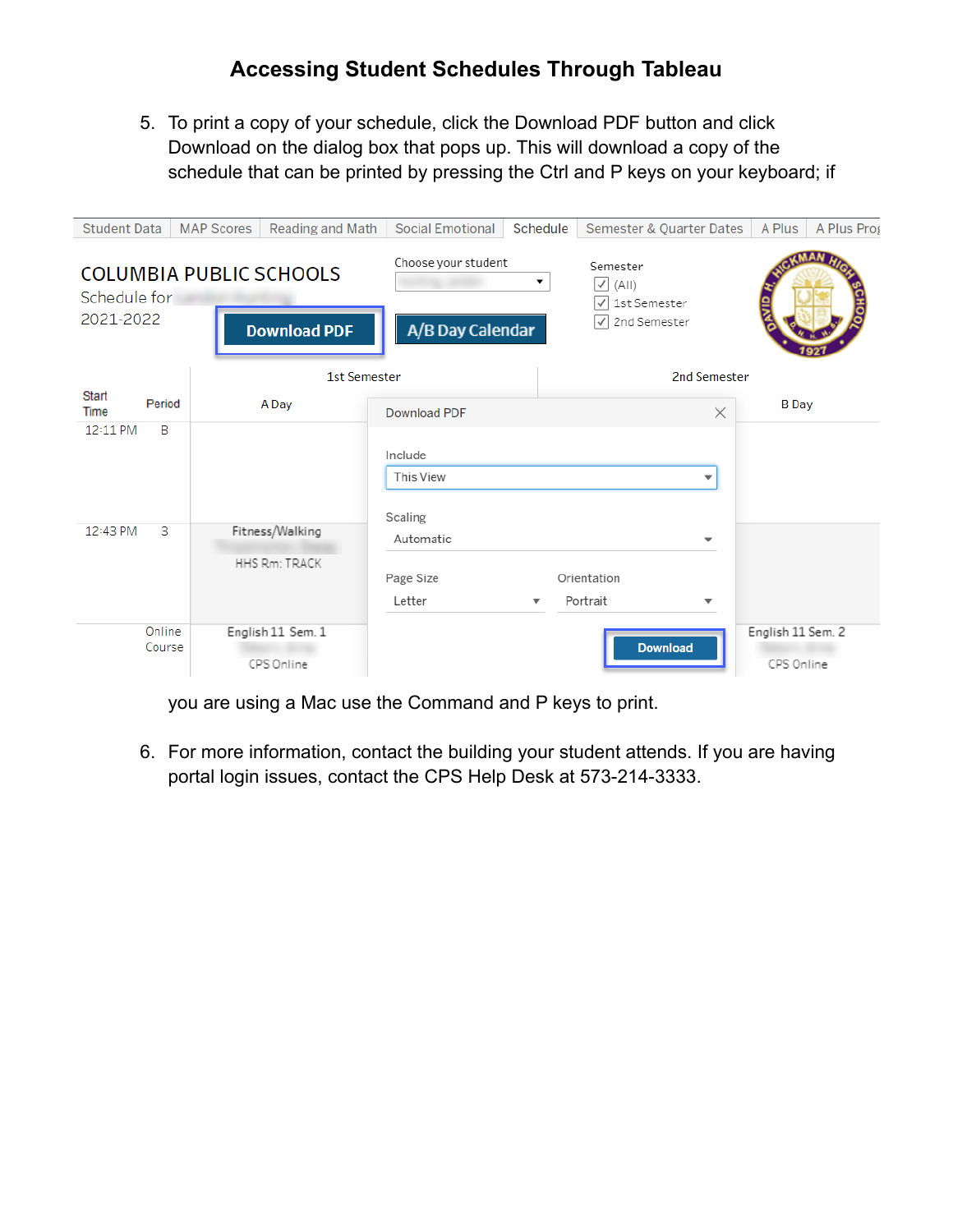# Accessing Student Schedules Through Tableau

5. To print a copy of your schedule, click the Download PDF button and click Download on the dialog box that pops up. This will download a copy of the schedule that can be printed by pressing the Ctrl and P keys on your keyboard; if you are using a Mac use the Command and P keys to print.

6. For more information, contact the building your student attends. If you are having portal login issues, contact the CPS Help Desk at 573-214-3333.